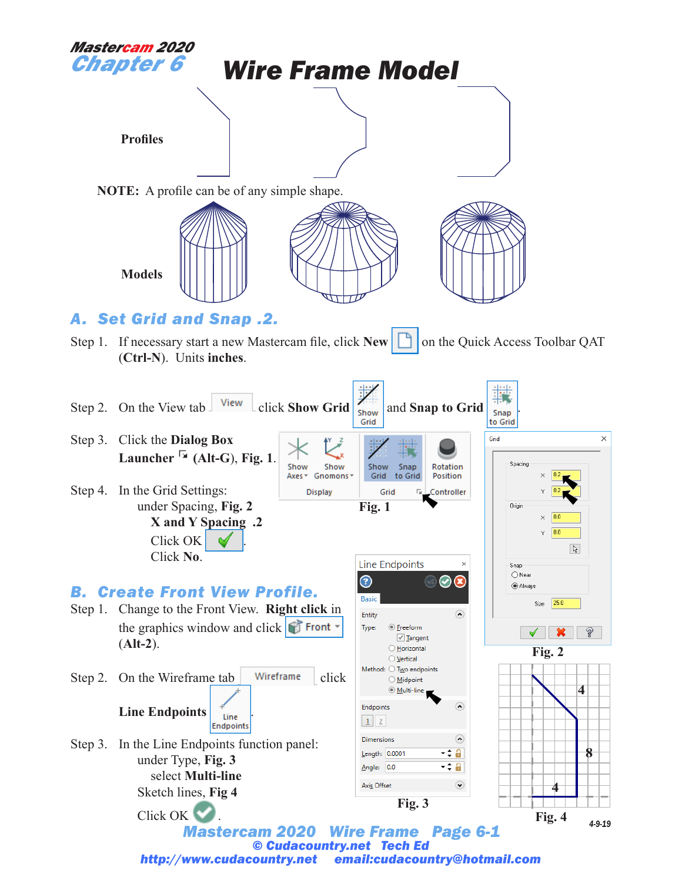Mastercam 2020
Chapter 6

# Wire Frame Model

Profiles

**NOTE:** A profile can be of any simple shape.

Models

## A. Set Grid and Snap .2.

Step 1. If necessary start a new Mastercam file, click **New** on the Quick Access Toolbar QAT (**Ctrl-N**). Units **inches**.

Step 2. On the View tab click **Show Grid** and **Snap to Grid**.

Step 3. Click the **Dialog Box Launcher** (**Alt-G**), **Fig. 1**.

Step 4. In the Grid Settings:
- under Spacing, **Fig. 2**
  - **X and Y Spacing .2**
  - Click OK.
  - Click **No**.

Fig. 1

Fig. 2

## B. Create Front View Profile.

Step 1. Change to the Front View. **Right click** in the graphics window and click Front (**Alt-2**).

Step 2. On the Wireframe tab click **Line Endpoints**.

Step 3. In the Line Endpoints function panel:
- under Type, **Fig. 3**
  - select **Multi-line**
- Sketch lines, **Fig 4**
- Click OK.

Fig. 3

Fig. 4

4-9-19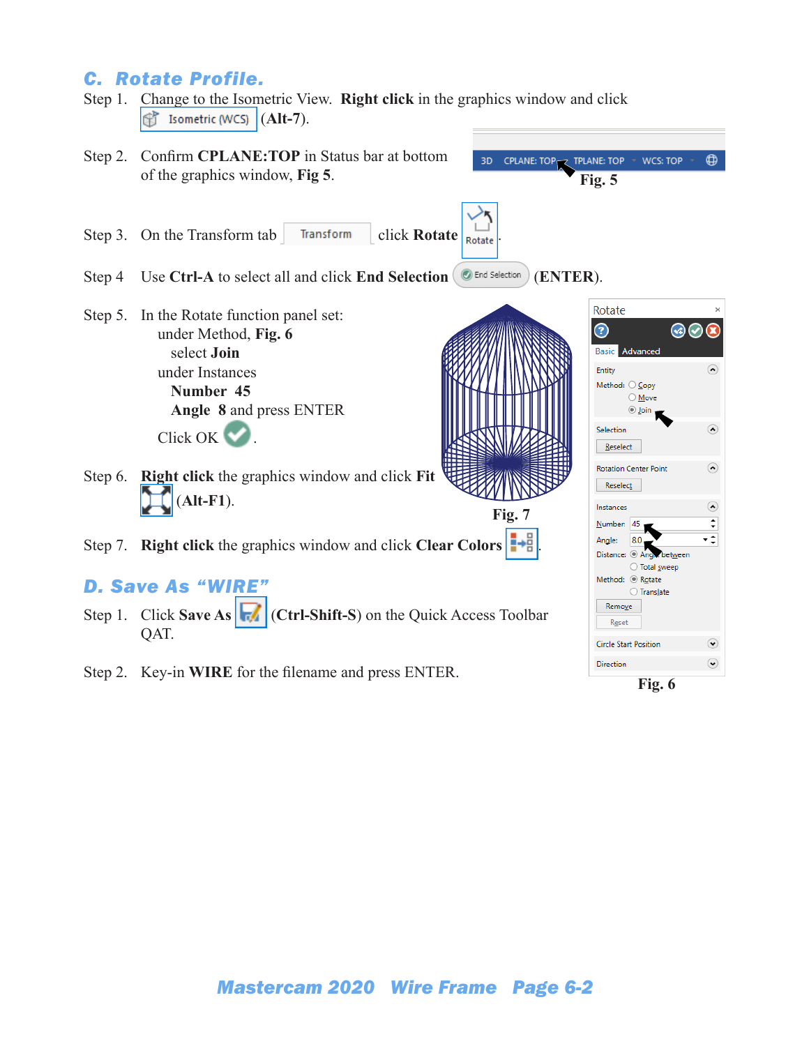## C. Rotate Profile.

Step 1. Change to the Isometric View. **Right click** in the graphics window and click Isometric (WCS) (**Alt-7**).

Step 2. Confirm **CPLANE:TOP** in Status bar at bottom of the graphics window, **Fig 5**.

3D CPLANE: TOP TPLANE: TOP WCS: TOP

**Fig. 5**

Step 3. On the Transform tab Transform click **Rotate** Rotate.

Step 4 Use **Ctrl-A** to select all and click **End Selection** End Selection (**ENTER**).

Step 5. In the Rotate function panel set:
under Method, **Fig. 6**
select **Join**
under Instances
**Number 45**
**Angle 8** and press ENTER
Click OK.

**Fig. 7**

Step 6. **Right click** the graphics window and click **Fit** (**Alt-F1**).

Step 7. **Right click** the graphics window and click **Clear Colors**.

Rotate
Basic Advanced
Entity
Method: Copy
Move
Join
Selection
Reselect
Rotation Center Point
Reselect
Instances
Number: 45
Angle: 8.0
Distance: Angle between
Total sweep
Method: Rotate
Translate
Remove
Reset
Circle Start Position
Direction

**Fig. 6**

## D. Save As "WIRE"

Step 1. Click **Save As** (**Ctrl-Shift-S**) on the Quick Access Toolbar QAT.

Step 2. Key-in **WIRE** for the filename and press ENTER.